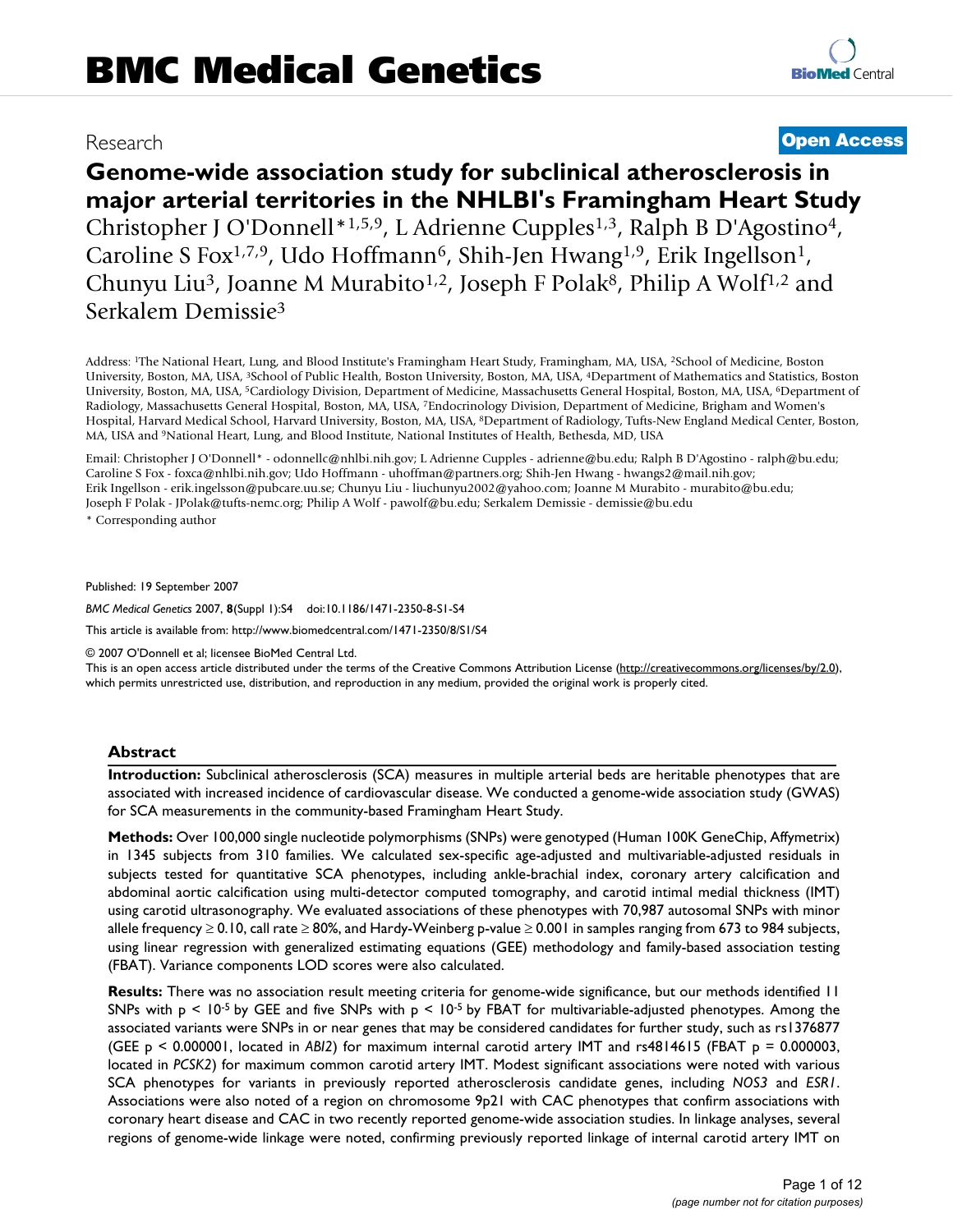# BMC Medical Genetics

Research

**Open Access**

# Genome-wide association study for subclinical atherosclerosis in major arterial territories in the NHLBI's Framingham Heart Study

Christopher J O'Donnell*[1,5,9], L Adrienne Cupples[1,3], Ralph B D'Agostino[4], Caroline S Fox[1,7,9], Udo Hoffmann[6], Shih-Jen Hwang[1,9], Erik Ingellson[1], Chunyu Liu[3], Joanne M Murabito[1,2], Joseph F Polak[8], Philip A Wolf[1,2] and Serkalem Demissie[3]

Address: [1]The National Heart, Lung, and Blood Institute's Framingham Heart Study, Framingham, MA, USA, [2]School of Medicine, Boston University, Boston, MA, USA, [3]School of Public Health, Boston University, Boston, MA, USA, [4]Department of Mathematics and Statistics, Boston University, Boston, MA, USA, [5]Cardiology Division, Department of Medicine, Massachusetts General Hospital, Boston, MA, USA, [6]Department of Radiology, Massachusetts General Hospital, Boston, MA, USA, [7]Endocrinology Division, Department of Medicine, Brigham and Women's Hospital, Harvard Medical School, Harvard University, Boston, MA, USA, [8]Department of Radiology, Tufts-New England Medical Center, Boston, MA, USA and [9]National Heart, Lung, and Blood Institute, National Institutes of Health, Bethesda, MD, USA

Email: Christopher J O'Donnell* - odonnellc@nhlbi.nih.gov; L Adrienne Cupples - adrienne@bu.edu; Ralph B D'Agostino - ralph@bu.edu; Caroline S Fox - foxca@nhlbi.nih.gov; Udo Hoffmann - uhoffman@partners.org; Shih-Jen Hwang - hwangs2@mail.nih.gov; Erik Ingellson - erik.ingelsson@pubcare.uu.se; Chunyu Liu - liuchunyu2002@yahoo.com; Joanne M Murabito - murabito@bu.edu; Joseph F Polak - JPolak@tufts-nemc.org; Philip A Wolf - pawolf@bu.edu; Serkalem Demissie - demissie@bu.edu

\* Corresponding author

Published: 19 September 2007

*BMC Medical Genetics* 2007, **8**(Suppl 1):S4 doi:10.1186/1471-2350-8-S1-S4

This article is available from: http://www.biomedcentral.com/1471-2350/8/S1/S4

© 2007 O'Donnell et al; licensee BioMed Central Ltd.

This is an open access article distributed under the terms of the Creative Commons Attribution License (http://creativecommons.org/licenses/by/2.0), which permits unrestricted use, distribution, and reproduction in any medium, provided the original work is properly cited.

## Abstract

**Introduction:** Subclinical atherosclerosis (SCA) measures in multiple arterial beds are heritable phenotypes that are associated with increased incidence of cardiovascular disease. We conducted a genome-wide association study (GWAS) for SCA measurements in the community-based Framingham Heart Study.

**Methods:** Over 100,000 single nucleotide polymorphisms (SNPs) were genotyped (Human 100K GeneChip, Affymetrix) in 1345 subjects from 310 families. We calculated sex-specific age-adjusted and multivariable-adjusted residuals in subjects tested for quantitative SCA phenotypes, including ankle-brachial index, coronary artery calcification and abdominal aortic calcification using multi-detector computed tomography, and carotid intimal medial thickness (IMT) using carotid ultrasonography. We evaluated associations of these phenotypes with 70,987 autosomal SNPs with minor allele frequency $\geq 0.10$, call rate $\geq 80\%$, and Hardy-Weinberg p-value $\geq 0.001$ in samples ranging from 673 to 984 subjects, using linear regression with generalized estimating equations (GEE) methodology and family-based association testing (FBAT). Variance components LOD scores were also calculated.

**Results:** There was no association result meeting criteria for genome-wide significance, but our methods identified 11 SNPs with $p < 10^{-5}$ by GEE and five SNPs with $p < 10^{-5}$ by FBAT for multivariable-adjusted phenotypes. Among the associated variants were SNPs in or near genes that may be considered candidates for further study, such as rs1376877 (GEE $p < 0.000001$, located in *ABI2*) for maximum internal carotid artery IMT and rs4814615 (FBAT $p = 0.000003$, located in *PCSK2*) for maximum common carotid artery IMT. Modest significant associations were noted with various SCA phenotypes for variants in previously reported atherosclerosis candidate genes, including *NOS3* and *ESR1*. Associations were also noted of a region on chromosome 9p21 with CAC phenotypes that confirm associations with coronary heart disease and CAC in two recently reported genome-wide association studies. In linkage analyses, several regions of genome-wide linkage were noted, confirming previously reported linkage of internal carotid artery IMT on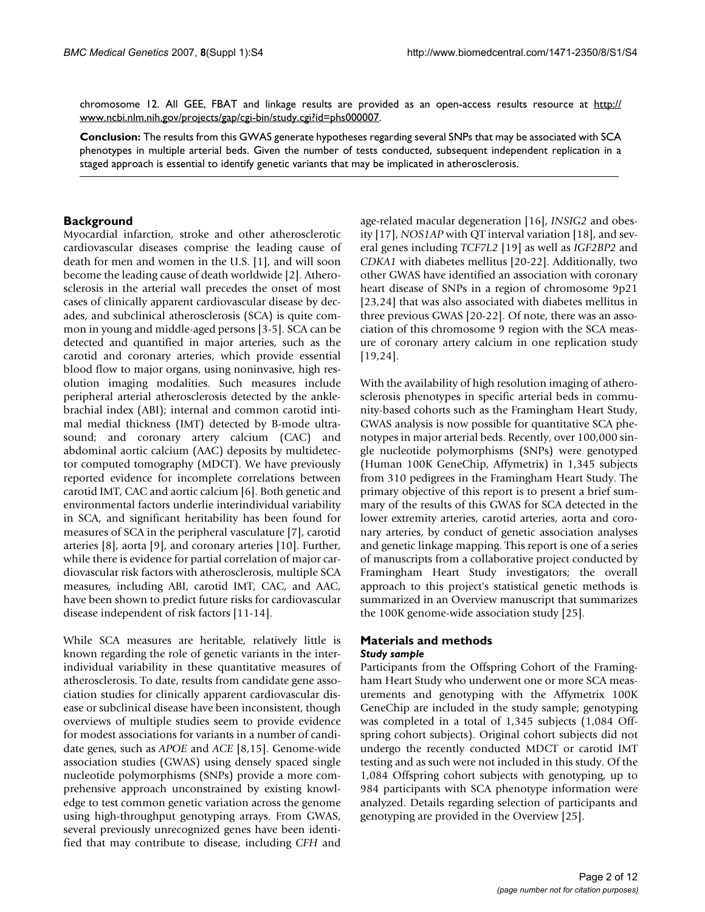chromosome 12. All GEE, FBAT and linkage results are provided as an open-access results resource at http://www.ncbi.nlm.nih.gov/projects/gap/cgi-bin/study.cgi?id=phs000007.

**Conclusion:** The results from this GWAS generate hypotheses regarding several SNPs that may be associated with SCA phenotypes in multiple arterial beds. Given the number of tests conducted, subsequent independent replication in a staged approach is essential to identify genetic variants that may be implicated in atherosclerosis.

## Background

Myocardial infarction, stroke and other atherosclerotic cardiovascular diseases comprise the leading cause of death for men and women in the U.S. [1], and will soon become the leading cause of death worldwide [2]. Atherosclerosis in the arterial wall precedes the onset of most cases of clinically apparent cardiovascular disease by decades, and subclinical atherosclerosis (SCA) is quite common in young and middle-aged persons [3-5]. SCA can be detected and quantified in major arteries, such as the carotid and coronary arteries, which provide essential blood flow to major organs, using noninvasive, high resolution imaging modalities. Such measures include peripheral arterial atherosclerosis detected by the ankle-brachial index (ABI); internal and common carotid intimal medial thickness (IMT) detected by B-mode ultrasound; and coronary artery calcium (CAC) and abdominal aortic calcium (AAC) deposits by multidetector computed tomography (MDCT). We have previously reported evidence for incomplete correlations between carotid IMT, CAC and aortic calcium [6]. Both genetic and environmental factors underlie interindividual variability in SCA, and significant heritability has been found for measures of SCA in the peripheral vasculature [7], carotid arteries [8], aorta [9], and coronary arteries [10]. Further, while there is evidence for partial correlation of major cardiovascular risk factors with atherosclerosis, multiple SCA measures, including ABI, carotid IMT, CAC, and AAC, have been shown to predict future risks for cardiovascular disease independent of risk factors [11-14].

While SCA measures are heritable, relatively little is known regarding the role of genetic variants in the interindividual variability in these quantitative measures of atherosclerosis. To date, results from candidate gene association studies for clinically apparent cardiovascular disease or subclinical disease have been inconsistent, though overviews of multiple studies seem to provide evidence for modest associations for variants in a number of candidate genes, such as *APOE* and *ACE* [8,15]. Genome-wide association studies (GWAS) using densely spaced single nucleotide polymorphisms (SNPs) provide a more comprehensive approach unconstrained by existing knowledge to test common genetic variation across the genome using high-throughput genotyping arrays. From GWAS, several previously unrecognized genes have been identified that may contribute to disease, including *CFH* and age-related macular degeneration [16], *INSIG2* and obesity [17], *NOS1AP* with QT interval variation [18], and several genes including *TCF7L2* [19] as well as *IGF2BP2* and *CDKA1* with diabetes mellitus [20-22]. Additionally, two other GWAS have identified an association with coronary heart disease of SNPs in a region of chromosome 9p21 [23,24] that was also associated with diabetes mellitus in three previous GWAS [20-22]. Of note, there was an association of this chromosome 9 region with the SCA measure of coronary artery calcium in one replication study [19,24].

With the availability of high resolution imaging of atherosclerosis phenotypes in specific arterial beds in community-based cohorts such as the Framingham Heart Study, GWAS analysis is now possible for quantitative SCA phenotypes in major arterial beds. Recently, over 100,000 single nucleotide polymorphisms (SNPs) were genotyped (Human 100K GeneChip, Affymetrix) in 1,345 subjects from 310 pedigrees in the Framingham Heart Study. The primary objective of this report is to present a brief summary of the results of this GWAS for SCA detected in the lower extremity arteries, carotid arteries, aorta and coronary arteries, by conduct of genetic association analyses and genetic linkage mapping. This report is one of a series of manuscripts from a collaborative project conducted by Framingham Heart Study investigators; the overall approach to this project's statistical genetic methods is summarized in an Overview manuscript that summarizes the 100K genome-wide association study [25].

## Materials and methods

### *Study sample*

Participants from the Offspring Cohort of the Framingham Heart Study who underwent one or more SCA measurements and genotyping with the Affymetrix 100K GeneChip are included in the study sample; genotyping was completed in a total of 1,345 subjects (1,084 Offspring cohort subjects). Original cohort subjects did not undergo the recently conducted MDCT or carotid IMT testing and as such were not included in this study. Of the 1,084 Offspring cohort subjects with genotyping, up to 984 participants with SCA phenotype information were analyzed. Details regarding selection of participants and genotyping are provided in the Overview [25].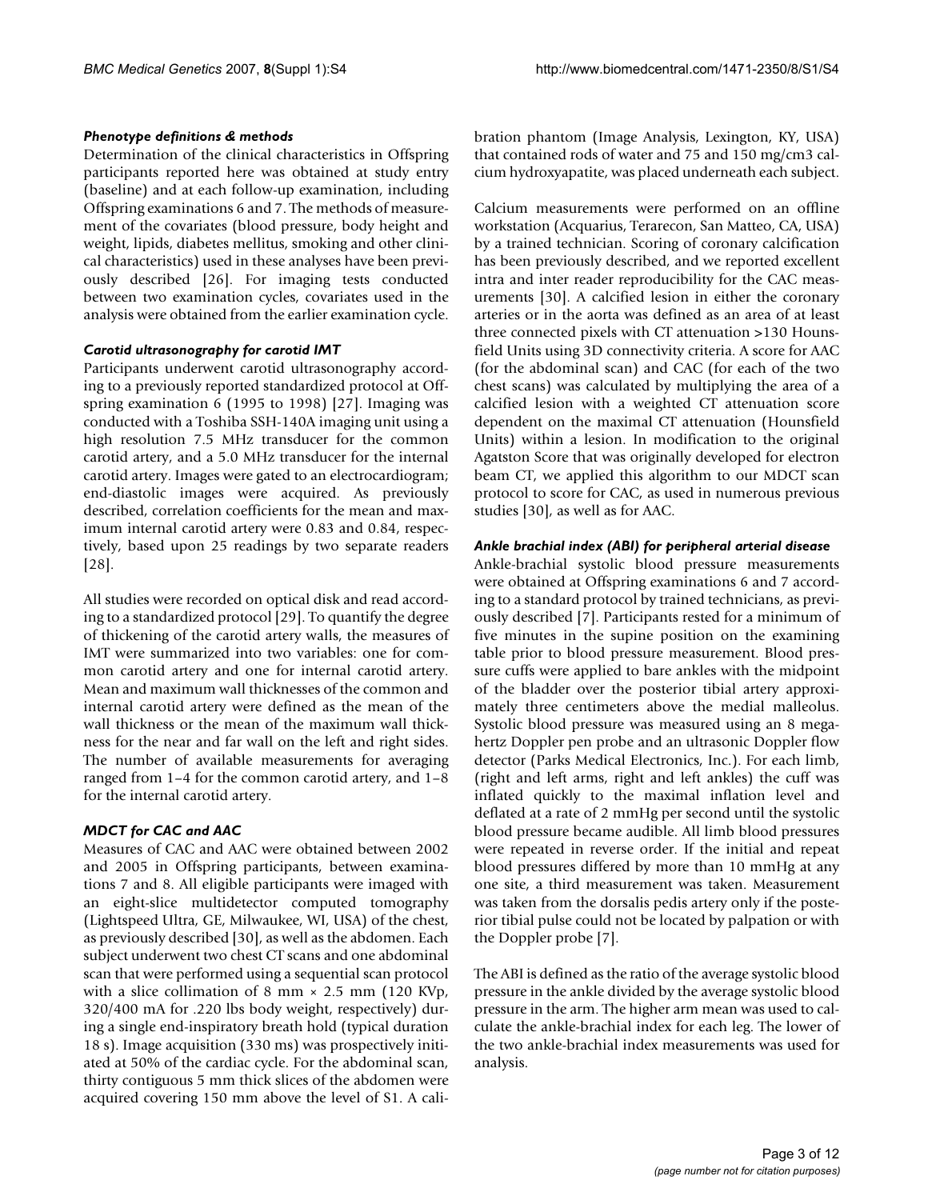### *Phenotype definitions & methods*

Determination of the clinical characteristics in Offspring participants reported here was obtained at study entry (baseline) and at each follow-up examination, including Offspring examinations 6 and 7. The methods of measurement of the covariates (blood pressure, body height and weight, lipids, diabetes mellitus, smoking and other clinical characteristics) used in these analyses have been previously described [26]. For imaging tests conducted between two examination cycles, covariates used in the analysis were obtained from the earlier examination cycle.

### *Carotid ultrasonography for carotid IMT*

Participants underwent carotid ultrasonography according to a previously reported standardized protocol at Offspring examination 6 (1995 to 1998) [27]. Imaging was conducted with a Toshiba SSH-140A imaging unit using a high resolution 7.5 MHz transducer for the common carotid artery, and a 5.0 MHz transducer for the internal carotid artery. Images were gated to an electrocardiogram; end-diastolic images were acquired. As previously described, correlation coefficients for the mean and maximum internal carotid artery were 0.83 and 0.84, respectively, based upon 25 readings by two separate readers [28].

All studies were recorded on optical disk and read according to a standardized protocol [29]. To quantify the degree of thickening of the carotid artery walls, the measures of IMT were summarized into two variables: one for common carotid artery and one for internal carotid artery. Mean and maximum wall thicknesses of the common and internal carotid artery were defined as the mean of the wall thickness or the mean of the maximum wall thickness for the near and far wall on the left and right sides. The number of available measurements for averaging ranged from 1–4 for the common carotid artery, and 1–8 for the internal carotid artery.

### *MDCT for CAC and AAC*

Measures of CAC and AAC were obtained between 2002 and 2005 in Offspring participants, between examinations 7 and 8. All eligible participants were imaged with an eight-slice multidetector computed tomography (Lightspeed Ultra, GE, Milwaukee, WI, USA) of the chest, as previously described [30], as well as the abdomen. Each subject underwent two chest CT scans and one abdominal scan that were performed using a sequential scan protocol with a slice collimation of 8 mm × 2.5 mm (120 KVp, 320/400 mA for .220 lbs body weight, respectively) during a single end-inspiratory breath hold (typical duration 18 s). Image acquisition (330 ms) was prospectively initiated at 50% of the cardiac cycle. For the abdominal scan, thirty contiguous 5 mm thick slices of the abdomen were acquired covering 150 mm above the level of S1. A calibration phantom (Image Analysis, Lexington, KY, USA) that contained rods of water and 75 and 150 mg/cm3 calcium hydroxyapatite, was placed underneath each subject.

Calcium measurements were performed on an offline workstation (Acquarius, Terarecon, San Matteo, CA, USA) by a trained technician. Scoring of coronary calcification has been previously described, and we reported excellent intra and inter reader reproducibility for the CAC measurements [30]. A calcified lesion in either the coronary arteries or in the aorta was defined as an area of at least three connected pixels with CT attenuation >130 Hounsfield Units using 3D connectivity criteria. A score for AAC (for the abdominal scan) and CAC (for each of the two chest scans) was calculated by multiplying the area of a calcified lesion with a weighted CT attenuation score dependent on the maximal CT attenuation (Hounsfield Units) within a lesion. In modification to the original Agatston Score that was originally developed for electron beam CT, we applied this algorithm to our MDCT scan protocol to score for CAC, as used in numerous previous studies [30], as well as for AAC.

### *Ankle brachial index (ABI) for peripheral arterial disease*

Ankle-brachial systolic blood pressure measurements were obtained at Offspring examinations 6 and 7 according to a standard protocol by trained technicians, as previously described [7]. Participants rested for a minimum of five minutes in the supine position on the examining table prior to blood pressure measurement. Blood pressure cuffs were applied to bare ankles with the midpoint of the bladder over the posterior tibial artery approximately three centimeters above the medial malleolus. Systolic blood pressure was measured using an 8 megahertz Doppler pen probe and an ultrasonic Doppler flow detector (Parks Medical Electronics, Inc.). For each limb, (right and left arms, right and left ankles) the cuff was inflated quickly to the maximal inflation level and deflated at a rate of 2 mmHg per second until the systolic blood pressure became audible. All limb blood pressures were repeated in reverse order. If the initial and repeat blood pressures differed by more than 10 mmHg at any one site, a third measurement was taken. Measurement was taken from the dorsalis pedis artery only if the posterior tibial pulse could not be located by palpation or with the Doppler probe [7].

The ABI is defined as the ratio of the average systolic blood pressure in the ankle divided by the average systolic blood pressure in the arm. The higher arm mean was used to calculate the ankle-brachial index for each leg. The lower of the two ankle-brachial index measurements was used for analysis.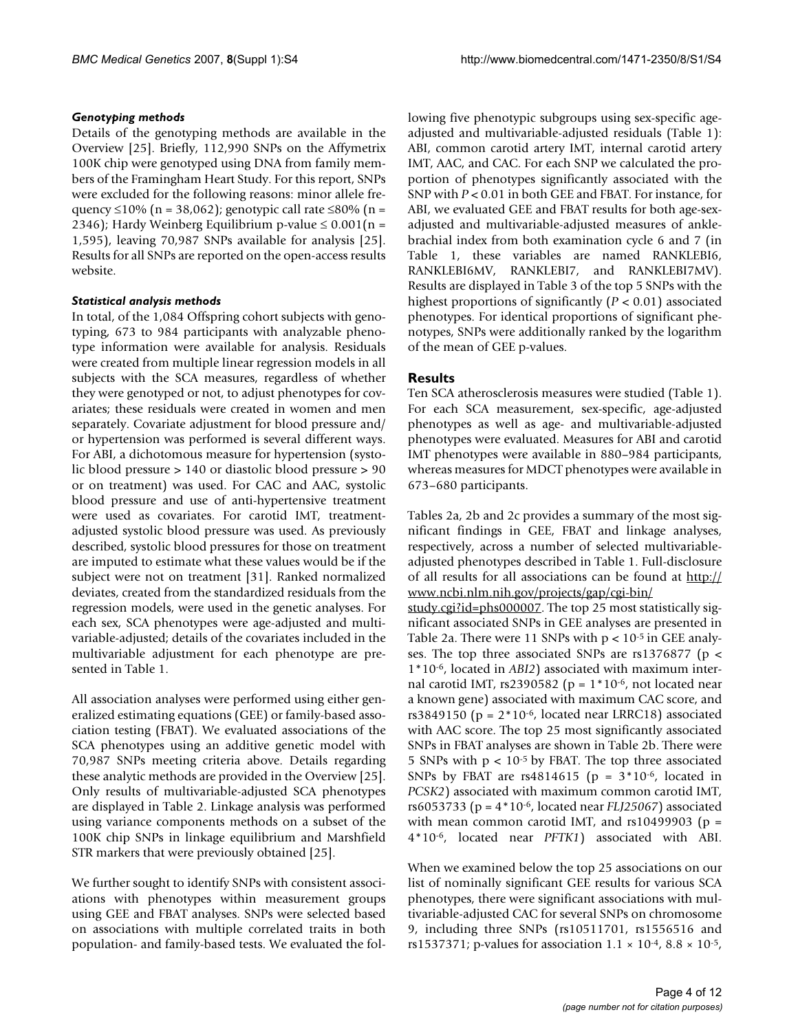### *Genotyping methods*

Details of the genotyping methods are available in the Overview [25]. Briefly, 112,990 SNPs on the Affymetrix 100K chip were genotyped using DNA from family members of the Framingham Heart Study. For this report, SNPs were excluded for the following reasons: minor allele frequency ≤10% (n = 38,062); genotypic call rate ≤80% (n = 2346); Hardy Weinberg Equilibrium p-value ≤ 0.001(n = 1,595), leaving 70,987 SNPs available for analysis [25]. Results for all SNPs are reported on the open-access results website.

### *Statistical analysis methods*

In total, of the 1,084 Offspring cohort subjects with genotyping, 673 to 984 participants with analyzable phenotype information were available for analysis. Residuals were created from multiple linear regression models in all subjects with the SCA measures, regardless of whether they were genotyped or not, to adjust phenotypes for covariates; these residuals were created in women and men separately. Covariate adjustment for blood pressure and/or hypertension was performed is several different ways. For ABI, a dichotomous measure for hypertension (systolic blood pressure > 140 or diastolic blood pressure > 90 or on treatment) was used. For CAC and AAC, systolic blood pressure and use of anti-hypertensive treatment were used as covariates. For carotid IMT, treatment-adjusted systolic blood pressure was used. As previously described, systolic blood pressures for those on treatment are imputed to estimate what these values would be if the subject were not on treatment [31]. Ranked normalized deviates, created from the standardized residuals from the regression models, were used in the genetic analyses. For each sex, SCA phenotypes were age-adjusted and multivariable-adjusted; details of the covariates included in the multivariable adjustment for each phenotype are presented in Table 1.

All association analyses were performed using either generalized estimating equations (GEE) or family-based association testing (FBAT). We evaluated associations of the SCA phenotypes using an additive genetic model with 70,987 SNPs meeting criteria above. Details regarding these analytic methods are provided in the Overview [25]. Only results of multivariable-adjusted SCA phenotypes are displayed in Table 2. Linkage analysis was performed using variance components methods on a subset of the 100K chip SNPs in linkage equilibrium and Marshfield STR markers that were previously obtained [25].

We further sought to identify SNPs with consistent associations with phenotypes within measurement groups using GEE and FBAT analyses. SNPs were selected based on associations with multiple correlated traits in both population- and family-based tests. We evaluated the following five phenotypic subgroups using sex-specific age-adjusted and multivariable-adjusted residuals (Table 1): ABI, common carotid artery IMT, internal carotid artery IMT, AAC, and CAC. For each SNP we calculated the proportion of phenotypes significantly associated with the SNP with $P < 0.01$ in both GEE and FBAT. For instance, for ABI, we evaluated GEE and FBAT results for both age-sex-adjusted and multivariable-adjusted measures of ankle-brachial index from both examination cycle 6 and 7 (in Table 1, these variables are named RANKLEBI6, RANKLEBI6MV, RANKLEBI7, and RANKLEBI7MV). Results are displayed in Table 3 of the top 5 SNPs with the highest proportions of significantly ($P < 0.01$) associated phenotypes. For identical proportions of significant phenotypes, SNPs were additionally ranked by the logarithm of the mean of GEE p-values.

## Results

Ten SCA atherosclerosis measures were studied (Table 1). For each SCA measurement, sex-specific, age-adjusted phenotypes as well as age- and multivariable-adjusted phenotypes were evaluated. Measures for ABI and carotid IMT phenotypes were available in 880–984 participants, whereas measures for MDCT phenotypes were available in 673–680 participants.

Tables 2a, 2b and 2c provides a summary of the most significant findings in GEE, FBAT and linkage analyses, respectively, across a number of selected multivariable-adjusted phenotypes described in Table 1. Full-disclosure of all results for all associations can be found at http://www.ncbi.nlm.nih.gov/projects/gap/cgi-bin/study.cgi?id=phs000007. The top 25 most statistically significant associated SNPs in GEE analyses are presented in Table 2a. There were 11 SNPs with $p < 10^{-5}$ in GEE analyses. The top three associated SNPs are rs1376877 ($p < 1*10^{-6}$, located in *ABI2*) associated with maximum internal carotid IMT, rs2390582 ($p = 1*10^{-6}$, not located near a known gene) associated with maximum CAC score, and rs3849150 ($p = 2*10^{-6}$, located near LRRC18) associated with AAC score. The top 25 most significantly associated SNPs in FBAT analyses are shown in Table 2b. There were 5 SNPs with $p < 10^{-5}$ by FBAT. The top three associated SNPs by FBAT are rs4814615 ($p = 3*10^{-6}$, located in *PCSK2*) associated with maximum common carotid IMT, rs6053733 ($p = 4*10^{-6}$, located near *FLJ25067*) associated with mean common carotid IMT, and rs10499903 ($p = 4*10^{-6}$, located near *PFTK1*) associated with ABI.

When we examined below the top 25 associations on our list of nominally significant GEE results for various SCA phenotypes, there were significant associations with multivariable-adjusted CAC for several SNPs on chromosome 9, including three SNPs (rs10511701, rs1556516 and rs1537371; p-values for association $1.1 \times 10^{-4}$, $8.8 \times 10^{-5}$,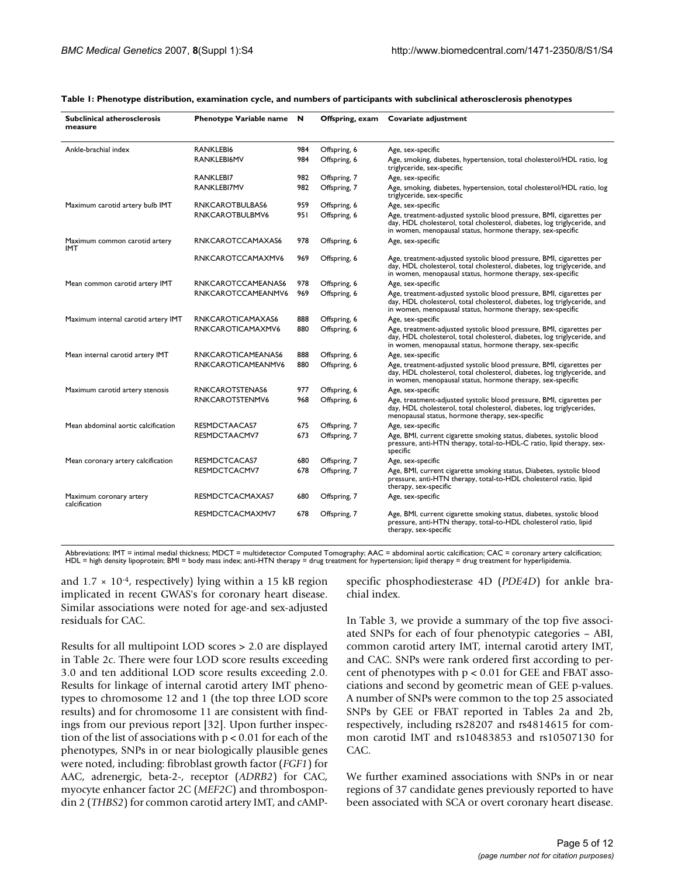**Table 1: Phenotype distribution, examination cycle, and numbers of participants with subclinical atherosclerosis phenotypes**

| Subclinical atherosclerosis measure | Phenotype Variable name | N | Offspring, exam | Covariate adjustment |
|---|---|---|---|---|
| Ankle-brachial index | RANKLEBI6 | 984 | Offspring, 6 | Age, sex-specific |
| | RANKLEBI6MV | 984 | Offspring, 6 | Age, smoking, diabetes, hypertension, total cholesterol/HDL ratio, log triglyceride, sex-specific |
| | RANKLEBI7 | 982 | Offspring, 7 | Age, sex-specific |
| | RANKLEBI7MV | 982 | Offspring, 7 | Age, smoking, diabetes, hypertension, total cholesterol/HDL ratio, log triglyceride, sex-specific |
| Maximum carotid artery bulb IMT | RNKCAROTBULBAS6 | 959 | Offspring, 6 | Age, sex-specific |
| | RNKCAROTBULBMV6 | 951 | Offspring, 6 | Age, treatment-adjusted systolic blood pressure, BMI, cigarettes per day, HDL cholesterol, total cholesterol, diabetes, log triglyceride, and in women, menopausal status, hormone therapy, sex-specific |
| Maximum common carotid artery IMT | RNKCAROTCCAMAXAS6 | 978 | Offspring, 6 | Age, sex-specific |
| | RNKCAROTCCAMAXMV6 | 969 | Offspring, 6 | Age, treatment-adjusted systolic blood pressure, BMI, cigarettes per day, HDL cholesterol, total cholesterol, diabetes, log triglyceride, and in women, menopausal status, hormone therapy, sex-specific |
| Mean common carotid artery IMT | RNKCAROTCCAMEANAS6 | 978 | Offspring, 6 | Age, sex-specific |
| | RNKCAROTCCAMEANMV6 | 969 | Offspring, 6 | Age, treatment-adjusted systolic blood pressure, BMI, cigarettes per day, HDL cholesterol, total cholesterol, diabetes, log triglyceride, and in women, menopausal status, hormone therapy, sex-specific |
| Maximum internal carotid artery IMT | RNKCAROTICAMAXAS6 | 888 | Offspring, 6 | Age, sex-specific |
| | RNKCAROTICAMAXMV6 | 880 | Offspring, 6 | Age, treatment-adjusted systolic blood pressure, BMI, cigarettes per day, HDL cholesterol, total cholesterol, diabetes, log triglyceride, and in women, menopausal status, hormone therapy, sex-specific |
| Mean internal carotid artery IMT | RNKCAROTICAMEANAS6 | 888 | Offspring, 6 | Age, sex-specific |
| | RNKCAROTICAMEANMV6 | 880 | Offspring, 6 | Age, treatment-adjusted systolic blood pressure, BMI, cigarettes per day, HDL cholesterol, total cholesterol, diabetes, log triglyceride, and in women, menopausal status, hormone therapy, sex-specific |
| Maximum carotid artery stenosis | RNKCAROTSTENAS6 | 977 | Offspring, 6 | Age, sex-specific |
| | RNKCAROTSTENMV6 | 968 | Offspring, 6 | Age, treatment-adjusted systolic blood pressure, BMI, cigarettes per day, HDL cholesterol, total cholesterol, diabetes, log triglycerides, menopausal status, hormone therapy, sex-specific |
| Mean abdominal aortic calcification | RESMDCTAACAS7 | 675 | Offspring, 7 | Age, sex-specific |
| | RESMDCTAACMV7 | 673 | Offspring, 7 | Age, BMI, current cigarette smoking status, diabetes, systolic blood pressure, anti-HTN therapy, total-to-HDL-C ratio, lipid therapy, sex-specific |
| Mean coronary artery calcification | RESMDCTCACAS7 | 680 | Offspring, 7 | Age, sex-specific |
| | RESMDCTCACMV7 | 678 | Offspring, 7 | Age, BMI, current cigarette smoking status, Diabetes, systolic blood pressure, anti-HTN therapy, total-to-HDL cholesterol ratio, lipid therapy, sex-specific |
| Maximum coronary artery calcification | RESMDCTCACMAXAS7 | 680 | Offspring, 7 | Age, sex-specific |
| | RESMDCTCACMAXMV7 | 678 | Offspring, 7 | Age, BMI, current cigarette smoking status, diabetes, systolic blood pressure, anti-HTN therapy, total-to-HDL cholesterol ratio, lipid therapy, sex-specific |

Abbreviations: IMT = intimal medial thickness; MDCT = multidetector Computed Tomography; AAC = abdominal aortic calcification; CAC = coronary artery calcification; HDL = high density lipoprotein; BMI = body mass index; anti-HTN therapy = drug treatment for hypertension; lipid therapy = drug treatment for hyperlipidemia.

and $1.7 \times 10^{-4}$, respectively) lying within a 15 kB region implicated in recent GWAS's for coronary heart disease. Similar associations were noted for age-and sex-adjusted residuals for CAC.

Results for all multipoint LOD scores > 2.0 are displayed in Table 2c. There were four LOD score results exceeding 3.0 and ten additional LOD score results exceeding 2.0. Results for linkage of internal carotid artery IMT phenotypes to chromosome 12 and 1 (the top three LOD score results) and for chromosome 11 are consistent with findings from our previous report [32]. Upon further inspection of the list of associations with $p < 0.01$ for each of the phenotypes, SNPs in or near biologically plausible genes were noted, including: fibroblast growth factor (*FGF1*) for AAC, adrenergic, beta-2-, receptor (*ADRB2*) for CAC, myocyte enhancer factor 2C (*MEF2C*) and thrombospondin 2 (*THBS2*) for common carotid artery IMT, and cAMP-specific phosphodiesterase 4D (*PDE4D*) for ankle brachial index.

In Table 3, we provide a summary of the top five associated SNPs for each of four phenotypic categories – ABI, common carotid artery IMT, internal carotid artery IMT, and CAC. SNPs were rank ordered first according to percent of phenotypes with $p < 0.01$ for GEE and FBAT associations and second by geometric mean of GEE p-values. A number of SNPs were common to the top 25 associated SNPs by GEE or FBAT reported in Tables 2a and 2b, respectively, including rs28207 and rs4814615 for common carotid IMT and rs10483853 and rs10507130 for CAC.

We further examined associations with SNPs in or near regions of 37 candidate genes previously reported to have been associated with SCA or overt coronary heart disease.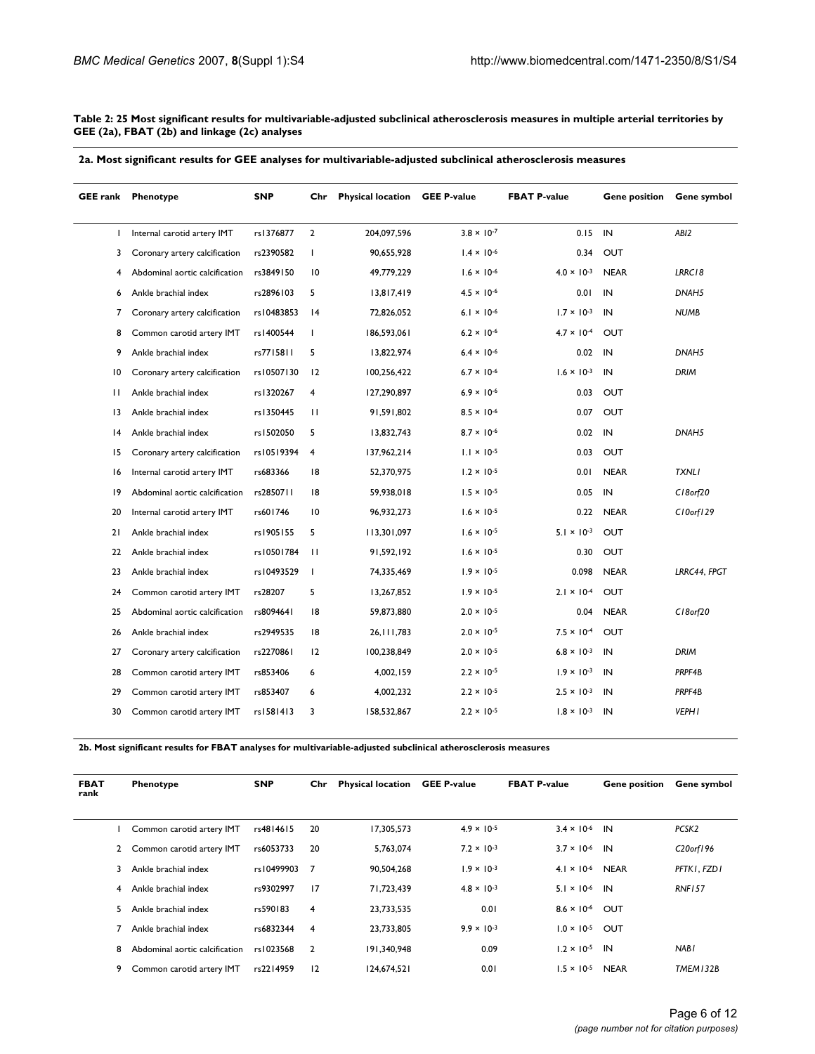**Table 2: 25 Most significant results for multivariable-adjusted subclinical atherosclerosis measures in multiple arterial territories by GEE (2a), FBAT (2b) and linkage (2c) analyses**

**2a. Most significant results for GEE analyses for multivariable-adjusted subclinical atherosclerosis measures**

| GEE rank | Phenotype | SNP | Chr | Physical location | GEE P-value | FBAT P-value | Gene position | Gene symbol |
|---|---|---|---|---|---|---|---|---|
| 1 | Internal carotid artery IMT | rs1376877 | 2 | 204,097,596 | $3.8 \times 10^{-7}$ | 0.15 | IN | *ABI2* |
| 3 | Coronary artery calcification | rs2390582 | 1 | 90,655,928 | $1.4 \times 10^{-6}$ | 0.34 | OUT | |
| 4 | Abdominal aortic calcification | rs3849150 | 10 | 49,779,229 | $1.6 \times 10^{-6}$ | $4.0 \times 10^{-3}$ | NEAR | *LRRC18* |
| 6 | Ankle brachial index | rs2896103 | 5 | 13,817,419 | $4.5 \times 10^{-6}$ | 0.01 | IN | *DNAH5* |
| 7 | Coronary artery calcification | rs10483853 | 14 | 72,826,052 | $6.1 \times 10^{-6}$ | $1.7 \times 10^{-3}$ | IN | *NUMB* |
| 8 | Common carotid artery IMT | rs1400544 | 1 | 186,593,061 | $6.2 \times 10^{-6}$ | $4.7 \times 10^{-4}$ | OUT | |
| 9 | Ankle brachial index | rs7715811 | 5 | 13,822,974 | $6.4 \times 10^{-6}$ | 0.02 | IN | *DNAH5* |
| 10 | Coronary artery calcification | rs10507130 | 12 | 100,256,422 | $6.7 \times 10^{-6}$ | $1.6 \times 10^{-3}$ | IN | *DRIM* |
| 11 | Ankle brachial index | rs1320267 | 4 | 127,290,897 | $6.9 \times 10^{-6}$ | 0.03 | OUT | |
| 13 | Ankle brachial index | rs1350445 | 11 | 91,591,802 | $8.5 \times 10^{-6}$ | 0.07 | OUT | |
| 14 | Ankle brachial index | rs1502050 | 5 | 13,832,743 | $8.7 \times 10^{-6}$ | 0.02 | IN | *DNAH5* |
| 15 | Coronary artery calcification | rs10519394 | 4 | 137,962,214 | $1.1 \times 10^{-5}$ | 0.03 | OUT | |
| 16 | Internal carotid artery IMT | rs683366 | 18 | 52,370,975 | $1.2 \times 10^{-5}$ | 0.01 | NEAR | *TXNL1* |
| 19 | Abdominal aortic calcification | rs2850711 | 18 | 59,938,018 | $1.5 \times 10^{-5}$ | 0.05 | IN | *C18orf20* |
| 20 | Internal carotid artery IMT | rs601746 | 10 | 96,932,273 | $1.6 \times 10^{-5}$ | 0.22 | NEAR | *C10orf129* |
| 21 | Ankle brachial index | rs1905155 | 5 | 113,301,097 | $1.6 \times 10^{-5}$ | $5.1 \times 10^{-3}$ | OUT | |
| 22 | Ankle brachial index | rs10501784 | 11 | 91,592,192 | $1.6 \times 10^{-5}$ | 0.30 | OUT | |
| 23 | Ankle brachial index | rs10493529 | 1 | 74,335,469 | $1.9 \times 10^{-5}$ | 0.098 | NEAR | *LRRC44, FPGT* |
| 24 | Common carotid artery IMT | rs28207 | 5 | 13,267,852 | $1.9 \times 10^{-5}$ | $2.1 \times 10^{-4}$ | OUT | |
| 25 | Abdominal aortic calcification | rs8094641 | 18 | 59,873,880 | $2.0 \times 10^{-5}$ | 0.04 | NEAR | *C18orf20* |
| 26 | Ankle brachial index | rs2949535 | 18 | 26,111,783 | $2.0 \times 10^{-5}$ | $7.5 \times 10^{-4}$ | OUT | |
| 27 | Coronary artery calcification | rs2270861 | 12 | 100,238,849 | $2.0 \times 10^{-5}$ | $6.8 \times 10^{-3}$ | IN | *DRIM* |
| 28 | Common carotid artery IMT | rs853406 | 6 | 4,002,159 | $2.2 \times 10^{-5}$ | $1.9 \times 10^{-3}$ | IN | *PRPF4B* |
| 29 | Common carotid artery IMT | rs853407 | 6 | 4,002,232 | $2.2 \times 10^{-5}$ | $2.5 \times 10^{-3}$ | IN | *PRPF4B* |
| 30 | Common carotid artery IMT | rs1581413 | 3 | 158,532,867 | $2.2 \times 10^{-5}$ | $1.8 \times 10^{-3}$ | IN | *VEPH1* |

**2b. Most significant results for FBAT analyses for multivariable-adjusted subclinical atherosclerosis measures**

| FBAT rank | Phenotype | SNP | Chr | Physical location | GEE P-value | FBAT P-value | Gene position | Gene symbol |
|---|---|---|---|---|---|---|---|---|
| 1 | Common carotid artery IMT | rs4814615 | 20 | 17,305,573 | $4.9 \times 10^{-5}$ | $3.4 \times 10^{-6}$ | IN | *PCSK2* |
| 2 | Common carotid artery IMT | rs6053733 | 20 | 5,763,074 | $7.2 \times 10^{-3}$ | $3.7 \times 10^{-6}$ | IN | *C20orf196* |
| 3 | Ankle brachial index | rs10499903 | 7 | 90,504,268 | $1.9 \times 10^{-3}$ | $4.1 \times 10^{-6}$ | NEAR | *PFTK1, FZD1* |
| 4 | Ankle brachial index | rs9302997 | 17 | 71,723,439 | $4.8 \times 10^{-3}$ | $5.1 \times 10^{-6}$ | IN | *RNF157* |
| 5 | Ankle brachial index | rs590183 | 4 | 23,733,535 | 0.01 | $8.6 \times 10^{-6}$ | OUT | |
| 7 | Ankle brachial index | rs6832344 | 4 | 23,733,805 | $9.9 \times 10^{-3}$ | $1.0 \times 10^{-5}$ | OUT | |
| 8 | Abdominal aortic calcification | rs1023568 | 2 | 191,340,948 | 0.09 | $1.2 \times 10^{-5}$ | IN | *NAB1* |
| 9 | Common carotid artery IMT | rs2214959 | 12 | 124,674,521 | 0.01 | $1.5 \times 10^{-5}$ | NEAR | *TMEM132B* |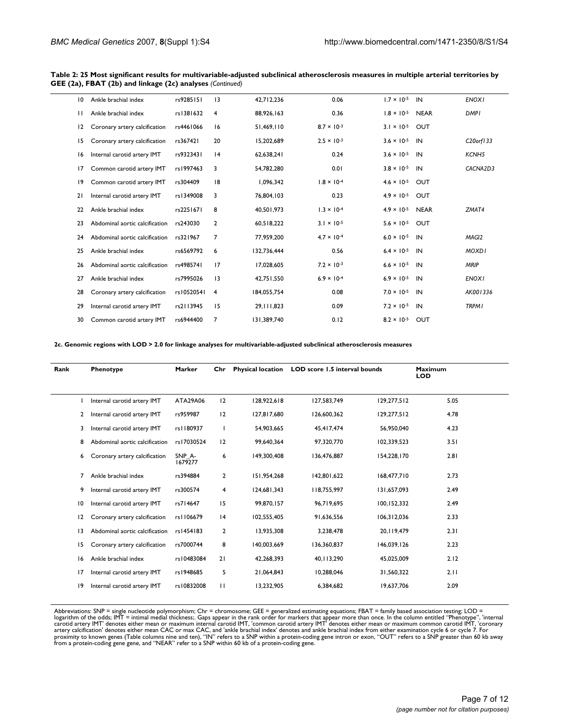**Table 2: 25 Most significant results for multivariable-adjusted subclinical atherosclerosis measures in multiple arterial territories by GEE (2a), FBAT (2b) and linkage (2c) analyses** *(Continued)*

| | | | | | | | | |
|---|---|---|---|---|---|---|---|---|
| 10 | Ankle brachial index | rs9285151 | 13 | 42,712,236 | 0.06 | $1.7 \times 10^{-5}$ | IN | *ENOX1* |
| 11 | Ankle brachial index | rs1381632 | 4 | 88,926,163 | 0.36 | $1.8 \times 10^{-5}$ | NEAR | *DMP1* |
| 12 | Coronary artery calcification | rs4461066 | 16 | 51,469,110 | $8.7 \times 10^{-3}$ | $3.1 \times 10^{-5}$ | OUT | |
| 15 | Coronary artery calcification | rs367421 | 20 | 15,202,689 | $2.5 \times 10^{-3}$ | $3.6 \times 10^{-5}$ | IN | *C20orf133* |
| 16 | Internal carotid artery IMT | rs9323431 | 14 | 62,638,241 | 0.24 | $3.6 \times 10^{-5}$ | IN | *KCNH5* |
| 17 | Common carotid artery IMT | rs1997463 | 3 | 54,782,280 | 0.01 | $3.8 \times 10^{-5}$ | IN | *CACNA2D3* |
| 19 | Common carotid artery IMT | rs304409 | 18 | 1,096,342 | $1.8 \times 10^{-4}$ | $4.6 \times 10^{-5}$ | OUT | |
| 21 | Internal carotid artery IMT | rs1349008 | 3 | 76,804,103 | 0.23 | $4.9 \times 10^{-5}$ | OUT | |
| 22 | Ankle brachial index | rs2251671 | 8 | 40,501,973 | $1.3 \times 10^{-4}$ | $4.9 \times 10^{-5}$ | NEAR | *ZMAT4* |
| 23 | Abdominal aortic calcification | rs243030 | 2 | 60,518,222 | $3.1 \times 10^{-5}$ | $5.6 \times 10^{-5}$ | OUT | |
| 24 | Abdominal aortic calcification | rs321967 | 7 | 77,959,200 | $4.7 \times 10^{-4}$ | $6.0 \times 10^{-5}$ | IN | *MAGI2* |
| 25 | Ankle brachial index | rs6569792 | 6 | 132,736,444 | 0.56 | $6.4 \times 10^{-5}$ | IN | *MOXD1* |
| 26 | Abdominal aortic calcification | rs4985741 | 17 | 17,028,605 | $7.2 \times 10^{-3}$ | $6.6 \times 10^{-5}$ | IN | *MRIP* |
| 27 | Ankle brachial index | rs7995026 | 13 | 42,751,550 | $6.9 \times 10^{-4}$ | $6.9 \times 10^{-5}$ | IN | *ENOX1* |
| 28 | Coronary artery calcification | rs10520541 | 4 | 184,055,754 | 0.08 | $7.0 \times 10^{-5}$ | IN | *AK001336* |
| 29 | Internal carotid artery IMT | rs2113945 | 15 | 29,111,823 | 0.09 | $7.2 \times 10^{-5}$ | IN | *TRPM1* |
| 30 | Common carotid artery IMT | rs6944400 | 7 | 131,389,740 | 0.12 | $8.2 \times 10^{-5}$ | OUT | |

**2c. Genomic regions with LOD > 2.0 for linkage analyses for multivariable-adjusted subclinical atherosclerosis measures**

| Rank | Phenotype | Marker | Chr | Physical location | LOD score 1.5 interval bounds | | Maximum LOD |
|---|---|---|---|---|---|---|---|
| 1 | Internal carotid artery IMT | ATA29A06 | 12 | 128,922,618 | 127,583,749 | 129,277,512 | 5.05 |
| 2 | Internal carotid artery IMT | rs959987 | 12 | 127,817,680 | 126,600,362 | 129,277,512 | 4.78 |
| 3 | Internal carotid artery IMT | rs1180937 | 1 | 54,903,665 | 45,417,474 | 56,950,040 | 4.23 |
| 8 | Abdominal aortic calcification | rs17030524 | 12 | 99,640,364 | 97,320,770 | 102,339,523 | 3.51 |
| 6 | Coronary artery calcification | SNP_A-1679277 | 6 | 149,300,408 | 136,476,887 | 154,228,170 | 2.81 |
| 7 | Ankle brachial index | rs394884 | 2 | 151,954,268 | 142,801,622 | 168,477,710 | 2.73 |
| 9 | Internal carotid artery IMT | rs300574 | 4 | 124,681,343 | 118,755,997 | 131,657,093 | 2.49 |
| 10 | Internal carotid artery IMT | rs714647 | 15 | 99,870,157 | 96,719,695 | 100,152,332 | 2.49 |
| 12 | Coronary artery calcification | rs1106679 | 14 | 102,555,405 | 91,636,556 | 106,312,036 | 2.33 |
| 13 | Abdominal aortic calcification | rs1454183 | 2 | 13,935,308 | 3,238,478 | 20,119,479 | 2.31 |
| 15 | Coronary artery calcification | rs7000744 | 8 | 140,003,669 | 136,360,837 | 146,039,126 | 2.23 |
| 16 | Ankle brachial index | rs10483084 | 21 | 42,268,393 | 40,113,290 | 45,025,009 | 2.12 |
| 17 | Internal carotid artery IMT | rs1948685 | 5 | 21,064,843 | 10,288,046 | 31,560,322 | 2.11 |
| 19 | Internal carotid artery IMT | rs10832008 | 11 | 13,232,905 | 6,384,682 | 19,637,706 | 2.09 |

Abbreviations: SNP = single nucleotide polymorphism; Chr = chromosome; GEE = generalized estimating equations; FBAT = family based association testing; LOD = logarithm of the odds; IMT = intimal medial thickness;. Gaps appear in the rank order for markers that appear more than once. In the column entitled "Phenotype", 'internal carotid artery IMT' denotes either mean or maximum internal carotid IMT, 'common carotid artery IMT' denotes either mean or maximum common carotid IMT, 'coronary artery calcification' denotes either mean CAC or max CAC, and 'ankle brachial index' denotes and ankle brachial index from either examination cycle 6 or cycle 7. For proximity to known genes (Table columns nine and ten), "IN" refers to a SNP within a protein-coding gene intron or exon, "OUT" refers to a SNP greater than 60 kb away from a protein-coding gene gene, and "NEAR" refer to a SNP within 60 kb of a protein-coding gene.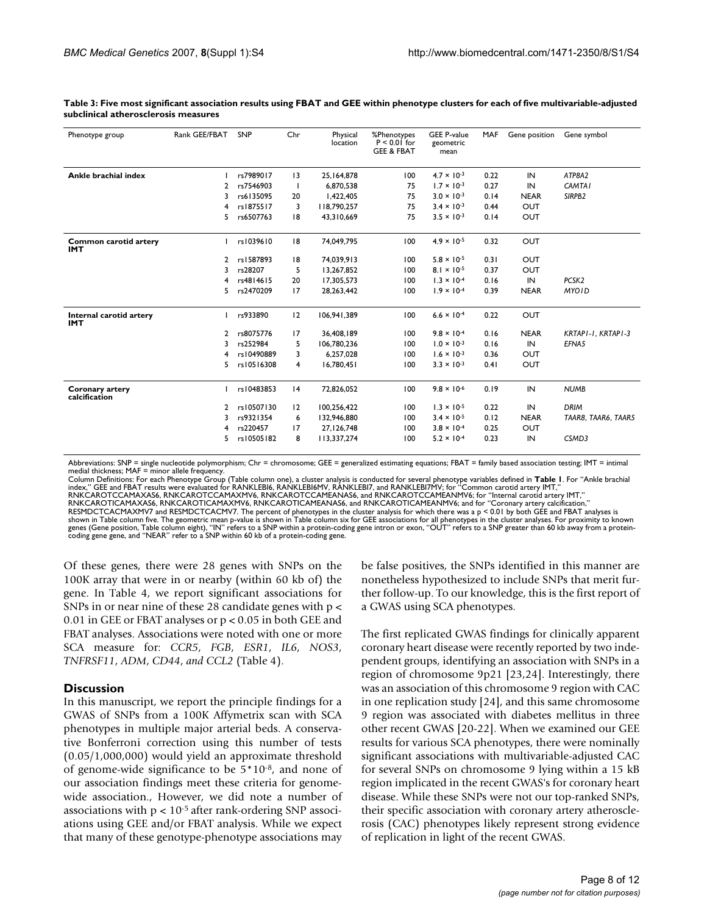**Table 3: Five most significant association results using FBAT and GEE within phenotype clusters for each of five multivariable-adjusted subclinical atherosclerosis measures**

| Phenotype group | Rank GEE/FBAT | SNP | Chr | Physical location | %Phenotypes $P < 0.01$ for GEE & FBAT | GEE P-value geometric mean | MAF | Gene position | Gene symbol |
|---|---|---|---|---|---|---|---|---|---|
| **Ankle brachial index** | 1 | rs7989017 | 13 | 25,164,878 | 100 | $4.7 \times 10^{-3}$ | 0.22 | IN | *ATP8A2* |
| | 2 | rs7546903 | 1 | 6,870,538 | 75 | $1.7 \times 10^{-3}$ | 0.27 | IN | *CAMTA1* |
| | 3 | rs6135095 | 20 | 1,422,405 | 75 | $3.0 \times 10^{-3}$ | 0.14 | NEAR | *SIRPB2* |
| | 4 | rs1875517 | 3 | 118,790,257 | 75 | $3.4 \times 10^{-3}$ | 0.44 | OUT | |
| | 5 | rs6507763 | 18 | 43,310,669 | 75 | $3.5 \times 10^{-3}$ | 0.14 | OUT | |
| **Common carotid artery IMT** | 1 | rs1039610 | 18 | 74,049,795 | 100 | $4.9 \times 10^{-5}$ | 0.32 | OUT | |
| | 2 | rs1587893 | 18 | 74,039,913 | 100 | $5.8 \times 10^{-5}$ | 0.31 | OUT | |
| | 3 | rs28207 | 5 | 13,267,852 | 100 | $8.1 \times 10^{-5}$ | 0.37 | OUT | |
| | 4 | rs4814615 | 20 | 17,305,573 | 100 | $1.3 \times 10^{-4}$ | 0.16 | IN | *PCSK2* |
| | 5 | rs2470209 | 17 | 28,263,442 | 100 | $1.9 \times 10^{-4}$ | 0.39 | NEAR | *MYO1D* |
| **Internal carotid artery IMT** | 1 | rs933890 | 12 | 106,941,389 | 100 | $6.6 \times 10^{-4}$ | 0.22 | OUT | |
| | 2 | rs8075776 | 17 | 36,408,189 | 100 | $9.8 \times 10^{-4}$ | 0.16 | NEAR | *KRTAP1-1, KRTAP1-3* |
| | 3 | rs252984 | 5 | 106,780,236 | 100 | $1.0 \times 10^{-3}$ | 0.16 | IN | *EFNA5* |
| | 4 | rs10490889 | 3 | 6,257,028 | 100 | $1.6 \times 10^{-3}$ | 0.36 | OUT | |
| | 5 | rs10516308 | 4 | 16,780,451 | 100 | $3.3 \times 10^{-3}$ | 0.41 | OUT | |
| **Coronary artery calcification** | 1 | rs10483853 | 14 | 72,826,052 | 100 | $9.8 \times 10^{-6}$ | 0.19 | IN | *NUMB* |
| | 2 | rs10507130 | 12 | 100,256,422 | 100 | $1.3 \times 10^{-5}$ | 0.22 | IN | *DRIM* |
| | 3 | rs9321354 | 6 | 132,946,880 | 100 | $3.4 \times 10^{-5}$ | 0.12 | NEAR | *TAAR8, TAAR6, TAAR5* |
| | 4 | rs220457 | 17 | 27,126,748 | 100 | $3.8 \times 10^{-4}$ | 0.25 | OUT | |
| | 5 | rs10505182 | 8 | 113,337,274 | 100 | $5.2 \times 10^{-4}$ | 0.23 | IN | *CSMD3* |

Abbreviations: SNP = single nucleotide polymorphism; Chr = chromosome; GEE = generalized estimating equations; FBAT = family based association testing; IMT = intimal medial thickness; MAF = minor allele frequency.
Column Definitions: For each Phenotype Group (Table column one), a cluster analysis is conducted for several phenotype variables defined in **Table 1**. For "Ankle brachial index," GEE and FBAT results were evaluated for RANKLEBI6, RANKLEBI6MV, RANKLEBI7, and RANKLEBI7MV; for "Common carotid artery IMT," RNKCAROTCCAMAXAS6, RNKCAROTCCAMAXMV6, RNKCAROTCCAMEANAS6, and RNKCAROTCCAMEANMV6; for "Internal carotid artery IMT," RNKCAROTICAMAXAS6, RNKCAROTICAMAXMV6, RNKCAROTICAMEANAS6, and RNKCAROTICAMEANMV6; and for "Coronary artery calcification," RESMDCTCACMAXMV7 and RESMDCTCACMV7. The percent of phenotypes in the cluster analysis for which there was a $p < 0.01$ by both GEE and FBAT analyses is shown in Table column five. The geometric mean p-value is shown in Table column six for GEE associations for all phenotypes in the cluster analyses. For proximity to known genes (Gene position, Table column eight), "IN" refers to a SNP within a protein-coding gene intron or exon, "OUT" refers to a SNP greater than 60 kb away from a protein-coding gene gene, and "NEAR" refer to a SNP within 60 kb of a protein-coding gene.

Of these genes, there were 28 genes with SNPs on the 100K array that were in or nearby (within 60 kb of) the gene. In Table 4, we report significant associations for SNPs in or near nine of these 28 candidate genes with $p < 0.01$ in GEE or FBAT analyses or $p < 0.05$ in both GEE and FBAT analyses. Associations were noted with one or more SCA measure for: *CCR5*, *FGB*, *ESR1*, *IL6*, *NOS3*, *TNFRSF11*, *ADM*, *CD44*, *and CCL2* (Table 4).

## Discussion

In this manuscript, we report the principle findings for a GWAS of SNPs from a 100K Affymetrix scan with SCA phenotypes in multiple major arterial beds. A conservative Bonferroni correction using this number of tests (0.05/1,000,000) would yield an approximate threshold of genome-wide significance to be $5*10^{-8}$, and none of our association findings meet these criteria for genome-wide association., However, we did note a number of associations with $p < 10^{-5}$ after rank-ordering SNP associations using GEE and/or FBAT analysis. While we expect that many of these genotype-phenotype associations may be false positives, the SNPs identified in this manner are nonetheless hypothesized to include SNPs that merit further follow-up. To our knowledge, this is the first report of a GWAS using SCA phenotypes.

The first replicated GWAS findings for clinically apparent coronary heart disease were recently reported by two independent groups, identifying an association with SNPs in a region of chromosome 9p21 [23,24]. Interestingly, there was an association of this chromosome 9 region with CAC in one replication study [24], and this same chromosome 9 region was associated with diabetes mellitus in three other recent GWAS [20-22]. When we examined our GEE results for various SCA phenotypes, there were nominally significant associations with multivariable-adjusted CAC for several SNPs on chromosome 9 lying within a 15 kB region implicated in the recent GWAS's for coronary heart disease. While these SNPs were not our top-ranked SNPs, their specific association with coronary artery atherosclerosis (CAC) phenotypes likely represent strong evidence of replication in light of the recent GWAS.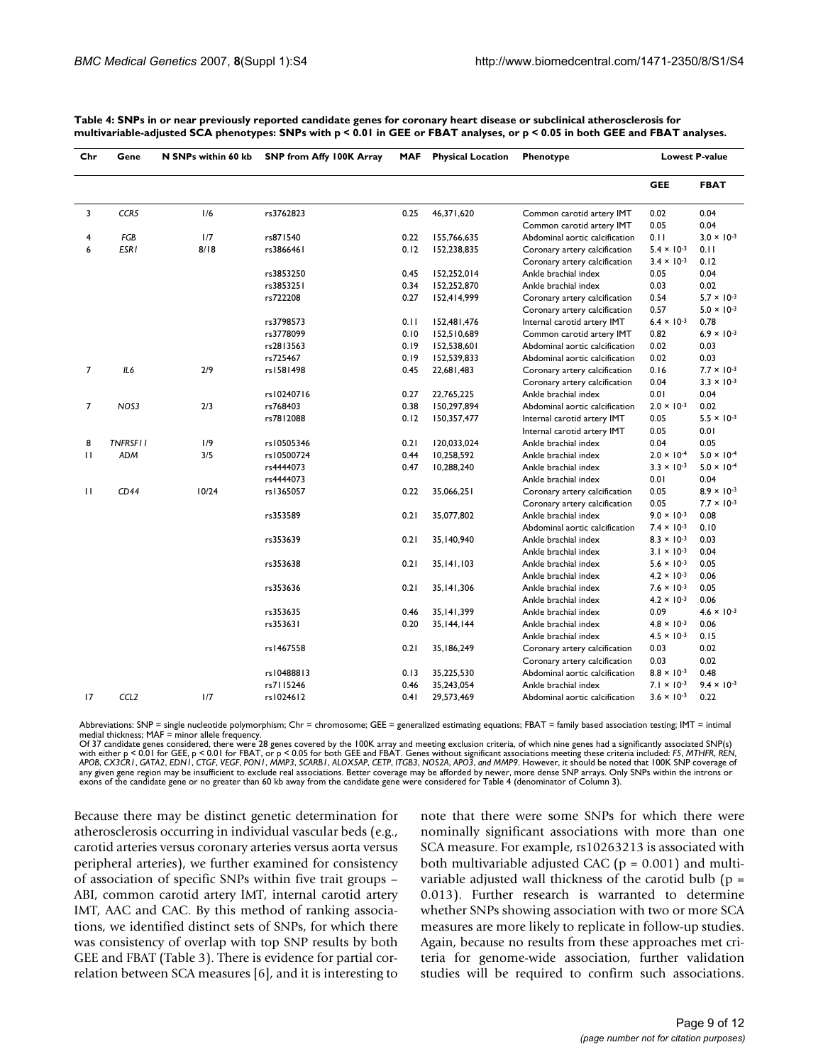**Table 4: SNPs in or near previously reported candidate genes for coronary heart disease or subclinical atherosclerosis for multivariable-adjusted SCA phenotypes: SNPs with p < 0.01 in GEE or FBAT analyses, or p < 0.05 in both GEE and FBAT analyses.**

| Chr | Gene | N SNPs within 60 kb | SNP from Affy 100K Array | MAF | Physical Location | Phenotype | Lowest P-value | |
|---|---|---|---|---|---|---|---|---|
| | | | | | | | GEE | FBAT |
| 3 | *CCR5* | 1/6 | rs3762823 | 0.25 | 46,371,620 | Common carotid artery IMT | 0.02 | 0.04 |
| | | | | | | Common carotid artery IMT | 0.05 | 0.04 |
| 4 | *FGB* | 1/7 | rs871540 | 0.22 | 155,766,635 | Abdominal aortic calcification | 0.11 | $3.0 \times 10^{-3}$ |
| 6 | *ESR1* | 8/18 | rs3866461 | 0.12 | 152,238,835 | Coronary artery calcification | $5.4 \times 10^{-3}$ | 0.11 |
| | | | | | | Coronary artery calcification | $3.4 \times 10^{-3}$ | 0.12 |
| | | | rs3853250 | 0.45 | 152,252,014 | Ankle brachial index | 0.05 | 0.04 |
| | | | rs3853251 | 0.34 | 152,252,870 | Ankle brachial index | 0.03 | 0.02 |
| | | | rs722208 | 0.27 | 152,414,999 | Coronary artery calcification | 0.54 | $5.7 \times 10^{-3}$ |
| | | | | | | Coronary artery calcification | 0.57 | $5.0 \times 10^{-3}$ |
| | | | rs3798573 | 0.11 | 152,481,476 | Internal carotid artery IMT | $6.4 \times 10^{-3}$ | 0.78 |
| | | | rs3778099 | 0.10 | 152,510,689 | Common carotid artery IMT | 0.82 | $6.9 \times 10^{-3}$ |
| | | | rs2813563 | 0.19 | 152,538,601 | Abdominal aortic calcification | 0.02 | 0.03 |
| | | | rs725467 | 0.19 | 152,539,833 | Abdominal aortic calcification | 0.02 | 0.03 |
| 7 | *IL6* | 2/9 | rs1581498 | 0.45 | 22,681,483 | Coronary artery calcification | 0.16 | $7.7 \times 10^{-3}$ |
| | | | | | | Coronary artery calcification | 0.04 | $3.3 \times 10^{-3}$ |
| | | | rs10240716 | 0.27 | 22,765,225 | Ankle brachial index | 0.01 | 0.04 |
| 7 | *NOS3* | 2/3 | rs768403 | 0.38 | 150,297,894 | Abdominal aortic calcification | $2.0 \times 10^{-3}$ | 0.02 |
| | | | rs7812088 | 0.12 | 150,357,477 | Internal carotid artery IMT | 0.05 | $5.5 \times 10^{-3}$ |
| | | | | | | Internal carotid artery IMT | 0.05 | 0.01 |
| 8 | *TNFRSF11* | 1/9 | rs10505346 | 0.21 | 120,033,024 | Ankle brachial index | 0.04 | 0.05 |
| 11 | *ADM* | 3/5 | rs10500724 | 0.44 | 10,258,592 | Ankle brachial index | $2.0 \times 10^{-4}$ | $5.0 \times 10^{-4}$ |
| | | | rs4444073 | 0.47 | 10,288,240 | Ankle brachial index | $3.3 \times 10^{-3}$ | $5.0 \times 10^{-4}$ |
| | | | rs4444073 | | | Ankle brachial index | 0.01 | 0.04 |
| 11 | *CD44* | 10/24 | rs1365057 | 0.22 | 35,066,251 | Coronary artery calcification | 0.05 | $8.9 \times 10^{-3}$ |
| | | | | | | Coronary artery calcification | 0.05 | $7.7 \times 10^{-3}$ |
| | | | rs353589 | 0.21 | 35,077,802 | Ankle brachial index | $9.0 \times 10^{-3}$ | 0.08 |
| | | | | | | Abdominal aortic calcification | $7.4 \times 10^{-3}$ | 0.10 |
| | | | rs353639 | 0.21 | 35,140,940 | Ankle brachial index | $8.3 \times 10^{-3}$ | 0.03 |
| | | | | | | Ankle brachial index | $3.1 \times 10^{-3}$ | 0.04 |
| | | | rs353638 | 0.21 | 35,141,103 | Ankle brachial index | $5.6 \times 10^{-3}$ | 0.05 |
| | | | | | | Ankle brachial index | $4.2 \times 10^{-3}$ | 0.06 |
| | | | rs353636 | 0.21 | 35,141,306 | Ankle brachial index | $7.6 \times 10^{-3}$ | 0.05 |
| | | | | | | Ankle brachial index | $4.2 \times 10^{-3}$ | 0.06 |
| | | | rs353635 | 0.46 | 35,141,399 | Ankle brachial index | 0.09 | $4.6 \times 10^{-3}$ |
| | | | rs353631 | 0.20 | 35,144,144 | Ankle brachial index | $4.8 \times 10^{-3}$ | 0.06 |
| | | | | | | Ankle brachial index | $4.5 \times 10^{-3}$ | 0.15 |
| | | | rs1467558 | 0.21 | 35,186,249 | Coronary artery calcification | 0.03 | 0.02 |
| | | | | | | Coronary artery calcification | 0.03 | 0.02 |
| | | | rs10488813 | 0.13 | 35,225,530 | Abdominal aortic calcification | $8.8 \times 10^{-3}$ | 0.48 |
| | | | rs7115246 | 0.46 | 35,243,054 | Ankle brachial index | $7.1 \times 10^{-3}$ | $9.4 \times 10^{-3}$ |
| 17 | *CCL2* | 1/7 | rs1024612 | 0.41 | 29,573,469 | Abdominal aortic calcification | $3.6 \times 10^{-3}$ | 0.22 |

Abbreviations: SNP = single nucleotide polymorphism; Chr = chromosome; GEE = generalized estimating equations; FBAT = family based association testing; IMT = intimal medial thickness; MAF = minor allele frequency.
Of 37 candidate genes considered, there were 28 genes covered by the 100K array and meeting exclusion criteria, of which nine genes had a significantly associated SNP(s) with either p < 0.01 for GEE, p < 0.01 for FBAT, or p < 0.05 for both GEE and FBAT. Genes without significant associations meeting these criteria included: *F5, MTHFR, REN, APOB, CX3CR1, GATA2, EDN1, CTGF, VEGF, PON1, MMP3, SCARB1, ALOX5AP, CETP, ITGB3, NOS2A, APO3, and MMP9*. However, it should be noted that 100K SNP coverage of any given gene region may be insufficient to exclude real associations. Better coverage may be afforded by newer, more dense SNP arrays. Only SNPs within the introns or exons of the candidate gene or no greater than 60 kb away from the candidate gene were considered for Table 4 (denominator of Column 3).

Because there may be distinct genetic determination for atherosclerosis occurring in individual vascular beds (e.g., carotid arteries versus coronary arteries versus aorta versus peripheral arteries), we further examined for consistency of association of specific SNPs within five trait groups – ABI, common carotid artery IMT, internal carotid artery IMT, AAC and CAC. By this method of ranking associations, we identified distinct sets of SNPs, for which there was consistency of overlap with top SNP results by both GEE and FBAT (Table 3). There is evidence for partial correlation between SCA measures [6], and it is interesting to note that there were some SNPs for which there were nominally significant associations with more than one SCA measure. For example, rs10263213 is associated with both multivariable adjusted CAC (p = 0.001) and multivariable adjusted wall thickness of the carotid bulb (p = 0.013). Further research is warranted to determine whether SNPs showing association with two or more SCA measures are more likely to replicate in follow-up studies. Again, because no results from these approaches met criteria for genome-wide association, further validation studies will be required to confirm such associations.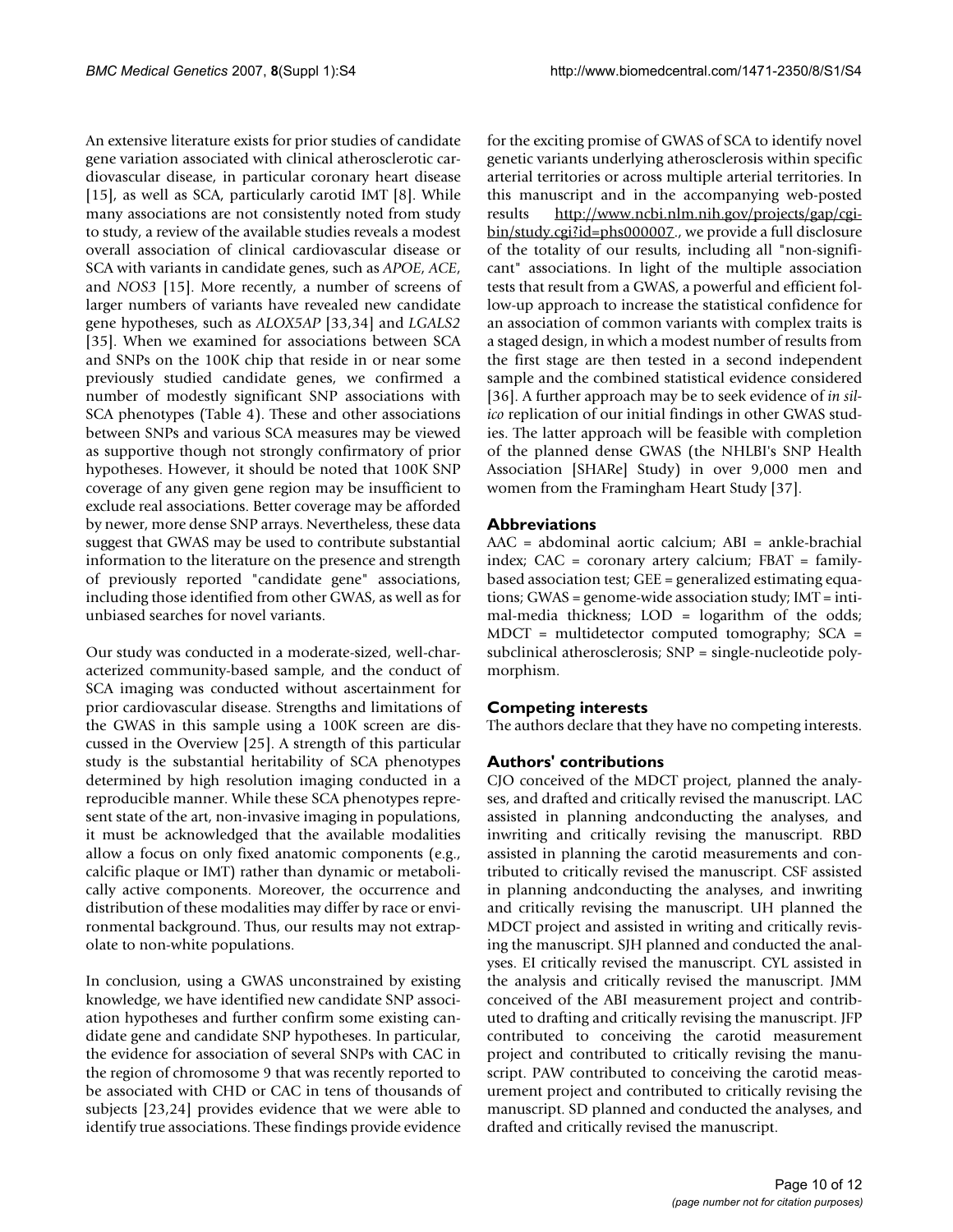An extensive literature exists for prior studies of candidate gene variation associated with clinical atherosclerotic cardiovascular disease, in particular coronary heart disease [15], as well as SCA, particularly carotid IMT [8]. While many associations are not consistently noted from study to study, a review of the available studies reveals a modest overall association of clinical cardiovascular disease or SCA with variants in candidate genes, such as *APOE*, *ACE*, and *NOS3* [15]. More recently, a number of screens of larger numbers of variants have revealed new candidate gene hypotheses, such as *ALOX5AP* [33,34] and *LGALS2* [35]. When we examined for associations between SCA and SNPs on the 100K chip that reside in or near some previously studied candidate genes, we confirmed a number of modestly significant SNP associations with SCA phenotypes (Table 4). These and other associations between SNPs and various SCA measures may be viewed as supportive though not strongly confirmatory of prior hypotheses. However, it should be noted that 100K SNP coverage of any given gene region may be insufficient to exclude real associations. Better coverage may be afforded by newer, more dense SNP arrays. Nevertheless, these data suggest that GWAS may be used to contribute substantial information to the literature on the presence and strength of previously reported "candidate gene" associations, including those identified from other GWAS, as well as for unbiased searches for novel variants.

Our study was conducted in a moderate-sized, well-characterized community-based sample, and the conduct of SCA imaging was conducted without ascertainment for prior cardiovascular disease. Strengths and limitations of the GWAS in this sample using a 100K screen are discussed in the Overview [25]. A strength of this particular study is the substantial heritability of SCA phenotypes determined by high resolution imaging conducted in a reproducible manner. While these SCA phenotypes represent state of the art, non-invasive imaging in populations, it must be acknowledged that the available modalities allow a focus on only fixed anatomic components (e.g., calcific plaque or IMT) rather than dynamic or metabolically active components. Moreover, the occurrence and distribution of these modalities may differ by race or environmental background. Thus, our results may not extrapolate to non-white populations.

In conclusion, using a GWAS unconstrained by existing knowledge, we have identified new candidate SNP association hypotheses and further confirm some existing candidate gene and candidate SNP hypotheses. In particular, the evidence for association of several SNPs with CAC in the region of chromosome 9 that was recently reported to be associated with CHD or CAC in tens of thousands of subjects [23,24] provides evidence that we were able to identify true associations. These findings provide evidence for the exciting promise of GWAS of SCA to identify novel genetic variants underlying atherosclerosis within specific arterial territories or across multiple arterial territories. In this manuscript and in the accompanying web-posted results http://www.ncbi.nlm.nih.gov/projects/gap/cgi-bin/study.cgi?id=phs000007., we provide a full disclosure of the totality of our results, including all "non-significant" associations. In light of the multiple association tests that result from a GWAS, a powerful and efficient follow-up approach to increase the statistical confidence for an association of common variants with complex traits is a staged design, in which a modest number of results from the first stage are then tested in a second independent sample and the combined statistical evidence considered [36]. A further approach may be to seek evidence of *in silico* replication of our initial findings in other GWAS studies. The latter approach will be feasible with completion of the planned dense GWAS (the NHLBI's SNP Health Association [SHARe] Study) in over 9,000 men and women from the Framingham Heart Study [37].

## Abbreviations

AAC = abdominal aortic calcium; ABI = ankle-brachial index; CAC = coronary artery calcium; FBAT = family-based association test; GEE = generalized estimating equations; GWAS = genome-wide association study; IMT = intimal-media thickness; LOD = logarithm of the odds; MDCT = multidetector computed tomography; SCA = subclinical atherosclerosis; SNP = single-nucleotide polymorphism.

## Competing interests

The authors declare that they have no competing interests.

## Authors' contributions

CJO conceived of the MDCT project, planned the analyses, and drafted and critically revised the manuscript. LAC assisted in planning andconducting the analyses, and inwriting and critically revising the manuscript. RBD assisted in planning the carotid measurements and contributed to critically revised the manuscript. CSF assisted in planning andconducting the analyses, and inwriting and critically revising the manuscript. UH planned the MDCT project and assisted in writing and critically revising the manuscript. SJH planned and conducted the analyses. EI critically revised the manuscript. CYL assisted in the analysis and critically revised the manuscript. JMM conceived of the ABI measurement project and contributed to drafting and critically revising the manuscript. JFP contributed to conceiving the carotid measurement project and contributed to critically revising the manuscript. PAW contributed to conceiving the carotid measurement project and contributed to critically revising the manuscript. SD planned and conducted the analyses, and drafted and critically revised the manuscript.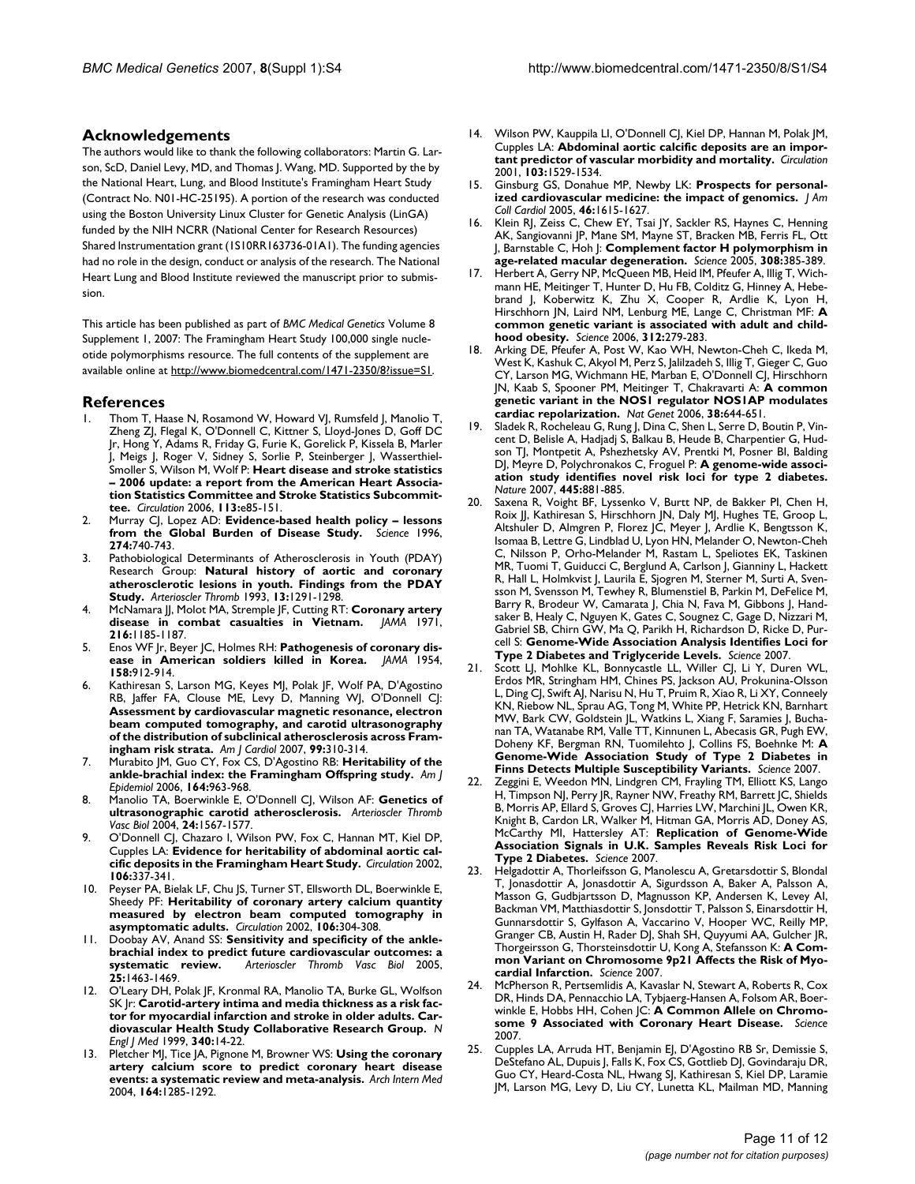## Acknowledgements

The authors would like to thank the following collaborators: Martin G. Larson, ScD, Daniel Levy, MD, and Thomas J. Wang, MD. Supported by the by the National Heart, Lung, and Blood Institute's Framingham Heart Study (Contract No. N01-HC-25195). A portion of the research was conducted using the Boston University Linux Cluster for Genetic Analysis (LinGA) funded by the NIH NCRR (National Center for Research Resources) Shared Instrumentation grant (1S10RR163736-01A1). The funding agencies had no role in the design, conduct or analysis of the research. The National Heart Lung and Blood Institute reviewed the manuscript prior to submission.

This article has been published as part of *BMC Medical Genetics* Volume 8 Supplement 1, 2007: The Framingham Heart Study 100,000 single nucleotide polymorphisms resource. The full contents of the supplement are available online at http://www.biomedcentral.com/1471-2350/8?issue=S1.

## References

1. Thom T, Haase N, Rosamond W, Howard VJ, Rumsfeld J, Manolio T, Zheng ZJ, Flegal K, O'Donnell C, Kittner S, Lloyd-Jones D, Goff DC Jr, Hong Y, Adams R, Friday G, Furie K, Gorelick P, Kissela B, Marler J, Meigs J, Roger V, Sidney S, Sorlie P, Steinberger J, Wasserthiel-Smoller S, Wilson M, Wolf P: **Heart disease and stroke statistics – 2006 update: a report from the American Heart Association Statistics Committee and Stroke Statistics Subcommittee.** *Circulation* 2006, **113:**e85-151.
2. Murray CJ, Lopez AD: **Evidence-based health policy – lessons from the Global Burden of Disease Study.** *Science* 1996, **274:**740-743.
3. Pathobiological Determinants of Atherosclerosis in Youth (PDAY) Research Group: **Natural history of aortic and coronary atherosclerotic lesions in youth. Findings from the PDAY Study.** *Arterioscler Thromb* 1993, **13:**1291-1298.
4. McNamara JJ, Molot MA, Stremple JF, Cutting RT: **Coronary artery disease in combat casualties in Vietnam.** *JAMA* 1971, **216:**1185-1187.
5. Enos WF Jr, Beyer JC, Holmes RH: **Pathogenesis of coronary disease in American soldiers killed in Korea.** *JAMA* 1954, **158:**912-914.
6. Kathiresan S, Larson MG, Keyes MJ, Polak JF, Wolf PA, D'Agostino RB, Jaffer FA, Clouse ME, Levy D, Manning WJ, O'Donnell CJ: **Assessment by cardiovascular magnetic resonance, electron beam computed tomography, and carotid ultrasonography of the distribution of subclinical atherosclerosis across Framingham risk strata.** *Am J Cardiol* 2007, **99:**310-314.
7. Murabito JM, Guo CY, Fox CS, D'Agostino RB: **Heritability of the ankle-brachial index: the Framingham Offspring study.** *Am J Epidemiol* 2006, **164:**963-968.
8. Manolio TA, Boerwinkle E, O'Donnell CJ, Wilson AF: **Genetics of ultrasonographic carotid atherosclerosis.** *Arterioscler Thromb Vasc Biol* 2004, **24:**1567-1577.
9. O'Donnell CJ, Chazaro I, Wilson PW, Fox C, Hannan MT, Kiel DP, Cupples LA: **Evidence for heritability of abdominal aortic calcific deposits in the Framingham Heart Study.** *Circulation* 2002, **106:**337-341.
10. Peyser PA, Bielak LF, Chu JS, Turner ST, Ellsworth DL, Boerwinkle E, Sheedy PF: **Heritability of coronary artery calcium quantity measured by electron beam computed tomography in asymptomatic adults.** *Circulation* 2002, **106:**304-308.
11. Doobay AV, Anand SS: **Sensitivity and specificity of the ankle-brachial index to predict future cardiovascular outcomes: a systematic review.** *Arterioscler Thromb Vasc Biol* 2005, **25:**1463-1469.
12. O'Leary DH, Polak JF, Kronmal RA, Manolio TA, Burke GL, Wolfson SK Jr: **Carotid-artery intima and media thickness as a risk factor for myocardial infarction and stroke in older adults. Cardiovascular Health Study Collaborative Research Group.** *N Engl J Med* 1999, **340:**14-22.
13. Pletcher MJ, Tice JA, Pignone M, Browner WS: **Using the coronary artery calcium score to predict coronary heart disease events: a systematic review and meta-analysis.** *Arch Intern Med* 2004, **164:**1285-1292.
14. Wilson PW, Kauppila LI, O'Donnell CJ, Kiel DP, Hannan M, Polak JM, Cupples LA: **Abdominal aortic calcific deposits are an important predictor of vascular morbidity and mortality.** *Circulation* 2001, **103:**1529-1534.
15. Ginsburg GS, Donahue MP, Newby LK: **Prospects for personalized cardiovascular medicine: the impact of genomics.** *J Am Coll Cardiol* 2005, **46:**1615-1627.
16. Klein RJ, Zeiss C, Chew EY, Tsai JY, Sackler RS, Haynes C, Henning AK, Sangiovanni JP, Mane SM, Mayne ST, Bracken MB, Ferris FL, Ott J, Barnstable C, Hoh J: **Complement factor H polymorphism in age-related macular degeneration.** *Science* 2005, **308:**385-389.
17. Herbert A, Gerry NP, McQueen MB, Heid IM, Pfeufer A, Illig T, Wichmann HE, Meitinger T, Hunter D, Hu FB, Colditz G, Hinney A, Hebebrand J, Koberwitz K, Zhu X, Cooper R, Ardlie K, Lyon H, Hirschhorn JN, Laird NM, Lenburg ME, Lange C, Christman MF: **A common genetic variant is associated with adult and childhood obesity.** *Science* 2006, **312:**279-283.
18. Arking DE, Pfeufer A, Post W, Kao WH, Newton-Cheh C, Ikeda M, West K, Kashuk C, Akyol M, Perz S, Jalilzadeh S, Illig T, Gieger C, Guo CY, Larson MG, Wichmann HE, Marban E, O'Donnell CJ, Hirschhorn JN, Kaab S, Spooner PM, Meitinger T, Chakravarti A: **A common genetic variant in the NOS1 regulator NOS1AP modulates cardiac repolarization.** *Nat Genet* 2006, **38:**644-651.
19. Sladek R, Rocheleau G, Rung J, Dina C, Shen L, Serre D, Boutin P, Vincent D, Belisle A, Hadjadj S, Balkau B, Heude B, Charpentier G, Hudson TJ, Montpetit A, Pshezhetsky AV, Prentki M, Posner BI, Balding DJ, Meyre D, Polychronakos C, Froguel P: **A genome-wide association study identifies novel risk loci for type 2 diabetes.** *Nature* 2007, **445:**881-885.
20. Saxena R, Voight BF, Lyssenko V, Burtt NP, de Bakker PI, Chen H, Roix JJ, Kathiresan S, Hirschhorn JN, Daly MJ, Hughes TE, Groop L, Altshuler D, Almgren P, Florez JC, Meyer J, Ardlie K, Bengtsson K, Isomaa B, Lettre G, Lindblad U, Lyon HN, Melander O, Newton-Cheh C, Nilsson P, Orho-Melander M, Rastam L, Speliotes EK, Taskinen MR, Tuomi T, Guiducci C, Berglund A, Carlson J, Gianniny L, Hackett R, Hall L, Holmkvist J, Laurila E, Sjogren M, Sterner M, Surti A, Svensson M, Svensson M, Tewhey R, Blumenstiel B, Parkin M, DeFelice M, Barry R, Brodeur W, Camarata J, Chia N, Fava M, Gibbons J, Handsaker B, Healy C, Nguyen K, Gates C, Sougnez C, Gage D, Nizzari M, Gabriel SB, Chirn GW, Ma Q, Parikh H, Richardson D, Ricke D, Purcell S: **Genome-Wide Association Analysis Identifies Loci for Type 2 Diabetes and Triglyceride Levels.** *Science* 2007.
21. Scott LJ, Mohlke KL, Bonnycastle LL, Willer CJ, Li Y, Duren WL, Erdos MR, Stringham HM, Chines PS, Jackson AU, Prokunina-Olsson L, Ding CJ, Swift AJ, Narisu N, Hu T, Pruim R, Xiao R, Li XY, Conneely KN, Riebow NL, Sprau AG, Tong M, White PP, Hetrick KN, Barnhart MW, Bark CW, Goldstein JL, Watkins L, Xiang F, Saramies J, Buchanan TA, Watanabe RM, Valle TT, Kinnunen L, Abecasis GR, Pugh EW, Doheny KF, Bergman RN, Tuomilehto J, Collins FS, Boehnke M: **A Genome-Wide Association Study of Type 2 Diabetes in Finns Detects Multiple Susceptibility Variants.** *Science* 2007.
22. Zeggini E, Weedon MN, Lindgren CM, Frayling TM, Elliott KS, Lango H, Timpson NJ, Perry JR, Rayner NW, Freathy RM, Barrett JC, Shields B, Morris AP, Ellard S, Groves CJ, Harries LW, Marchini JL, Owen KR, Knight B, Cardon LR, Walker M, Hitman GA, Morris AD, Doney AS, McCarthy MI, Hattersley AT: **Replication of Genome-Wide Association Signals in U.K. Samples Reveals Risk Loci for Type 2 Diabetes.** *Science* 2007.
23. Helgadottir A, Thorleifsson G, Manolescu A, Gretarsdottir S, Blondal T, Jonasdottir A, Jonasdottir A, Sigurdsson A, Baker A, Palsson A, Masson G, Gudbjartsson D, Magnusson KP, Andersen K, Levey AI, Backman VM, Matthiasdottir S, Jonsdottir T, Palsson S, Einarsdottir H, Gunnarsdottir S, Gylfason A, Vaccarino V, Hooper WC, Reilly MP, Granger CB, Austin H, Rader DJ, Shah SH, Quyyumi AA, Gulcher JR, Thorgeirsson G, Thorsteinsdottir U, Kong A, Stefansson K: **A Common Variant on Chromosome 9p21 Affects the Risk of Myocardial Infarction.** *Science* 2007.
24. McPherson R, Pertsemlidis A, Kavaslar N, Stewart A, Roberts R, Cox DR, Hinds DA, Pennacchio LA, Tybjaerg-Hansen A, Folsom AR, Boerwinkle E, Hobbs HH, Cohen JC: **A Common Allele on Chromosome 9 Associated with Coronary Heart Disease.** *Science* 2007.
25. Cupples LA, Arruda HT, Benjamin EJ, D'Agostino RB Sr, Demissie S, DeStefano AL, Dupuis J, Falls K, Fox CS, Gottlieb DJ, Govindaraju DR, Guo CY, Heard-Costa NL, Hwang SJ, Kathiresan S, Kiel DP, Laramie JM, Larson MG, Levy D, Liu CY, Lunetta KL, Mailman MD, Manning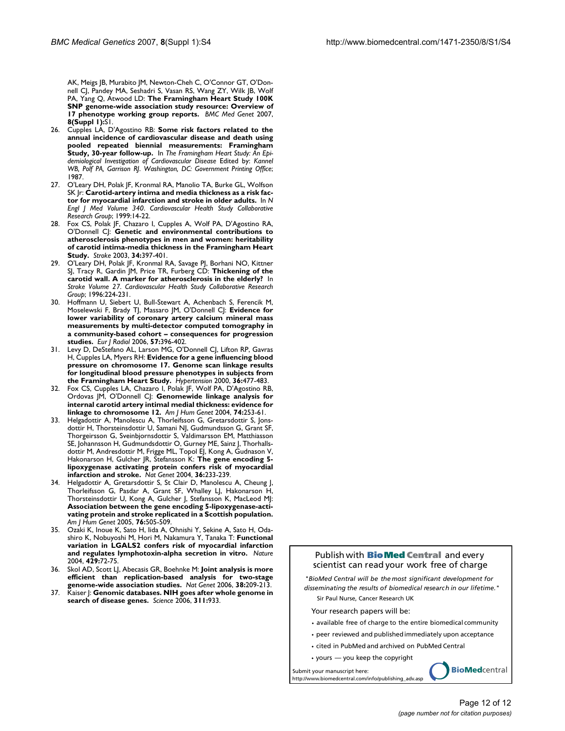AK, Meigs JB, Murabito JM, Newton-Cheh C, O'Connor GT, O'Donnell CJ, Pandey MA, Seshadri S, Vasan RS, Wang ZY, Wilk JB, Wolf PA, Yang Q, Atwood LD: **The Framingham Heart Study 100K SNP genome-wide association study resource: Overview of 17 phenotype working group reports.** *BMC Med Genet* 2007, **8(Suppl 1):**S1.

26. Cupples LA, D'Agostino RB: **Some risk factors related to the annual incidence of cardiovascular disease and death using pooled repeated biennial measurements: Framingham Study, 30-year follow-up.** In *The Framingham Heart Study: An Epidemiological Investigation of Cardiovascular Disease* Edited by: *Kannel WB, Polf PA, Garrison RJ. Washington, DC: Government Printing Office*; 1987.
27. O'Leary DH, Polak JF, Kronmal RA, Manolio TA, Burke GL, Wolfson SK Jr: **Carotid-artery intima and media thickness as a risk factor for myocardial infarction and stroke in older adults.** In *N Engl J Med Volume 340. Cardiovascular Health Study Collaborative Research Group*; 1999:14-22.
28. Fox CS, Polak JF, Chazaro I, Cupples A, Wolf PA, D'Agostino RA, O'Donnell CJ: **Genetic and environmental contributions to atherosclerosis phenotypes in men and women: heritability of carotid intima-media thickness in the Framingham Heart Study.** *Stroke* 2003, **34:**397-401.
29. O'Leary DH, Polak JF, Kronmal RA, Savage PJ, Borhani NO, Kittner SJ, Tracy R, Gardin JM, Price TR, Furberg CD: **Thickening of the carotid wall. A marker for atherosclerosis in the elderly?** In *Stroke Volume 27. Cardiovascular Health Study Collaborative Research Group*; 1996:224-231.
30. Hoffmann U, Siebert U, Bull-Stewart A, Achenbach S, Ferencik M, Moselewski F, Brady TJ, Massaro JM, O'Donnell CJ: **Evidence for lower variability of coronary artery calcium mineral mass measurements by multi-detector computed tomography in a community-based cohort – consequences for progression studies.** *Eur J Radiol* 2006, **57:**396-402.
31. Levy D, DeStefano AL, Larson MG, O'Donnell CJ, Lifton RP, Gavras H, Cupples LA, Myers RH: **Evidence for a gene influencing blood pressure on chromosome 17. Genome scan linkage results for longitudinal blood pressure phenotypes in subjects from the Framingham Heart Study.** *Hypertension* 2000, **36:**477-483.
32. Fox CS, Cupples LA, Chazaro I, Polak JF, Wolf PA, D'Agostino RB, Ordovas JM, O'Donnell CJ: **Genomewide linkage analysis for internal carotid artery intimal medial thickness: evidence for linkage to chromosome 12.** *Am J Hum Genet* 2004, **74:**253-61.
33. Helgadottir A, Manolescu A, Thorleifsson G, Gretarsdottir S, Jonsdottir H, Thorsteinsdottir U, Samani NJ, Gudmundsson G, Grant SF, Thorgeirsson G, Sveinbjornsdottir S, Valdimarsson EM, Matthiasson SE, Johannsson H, Gudmundsdottir O, Gurney ME, Sainz J, Thorhallsdottir M, Andresdottir M, Frigge ML, Topol EJ, Kong A, Gudnason V, Hakonarson H, Gulcher JR, Stefansson K: **The gene encoding 5-lipoxygenase activating protein confers risk of myocardial infarction and stroke.** *Nat Genet* 2004, **36:**233-239.
34. Helgadottir A, Gretarsdottir S, St Clair D, Manolescu A, Cheung J, Thorleifsson G, Pasdar A, Grant SF, Whalley LJ, Hakonarson H, Thorsteinsdottir U, Kong A, Gulcher J, Stefansson K, MacLeod MJ: **Association between the gene encoding 5-lipoxygenase-activating protein and stroke replicated in a Scottish population.** *Am J Hum Genet* 2005, **76:**505-509.
35. Ozaki K, Inoue K, Sato H, Iida A, Ohnishi Y, Sekine A, Sato H, Odashiro K, Nobuyoshi M, Hori M, Nakamura Y, Tanaka T: **Functional variation in LGALS2 confers risk of myocardial infarction and regulates lymphotoxin-alpha secretion in vitro.** *Nature* 2004, **429:**72-75.
36. Skol AD, Scott LJ, Abecasis GR, Boehnke M: **Joint analysis is more efficient than replication-based analysis for two-stage genome-wide association studies.** *Nat Genet* 2006, **38:**209-213.
37. Kaiser J: **Genomic databases. NIH goes after whole genome in search of disease genes.** *Science* 2006, **311:**933.

Publish with **BioMed Central** and every scientist can read your work free of charge

*"BioMed Central will be the most significant development for disseminating the results of biomedical research in our lifetime."*
Sir Paul Nurse, Cancer Research UK

Your research papers will be:

- available free of charge to the entire biomedical community
- peer reviewed and published immediately upon acceptance
- cited in PubMed and archived on PubMed Central
- yours — you keep the copyright

Submit your manuscript here:
http://www.biomedcentral.com/info/publishing_adv.asp

**BioMed**central